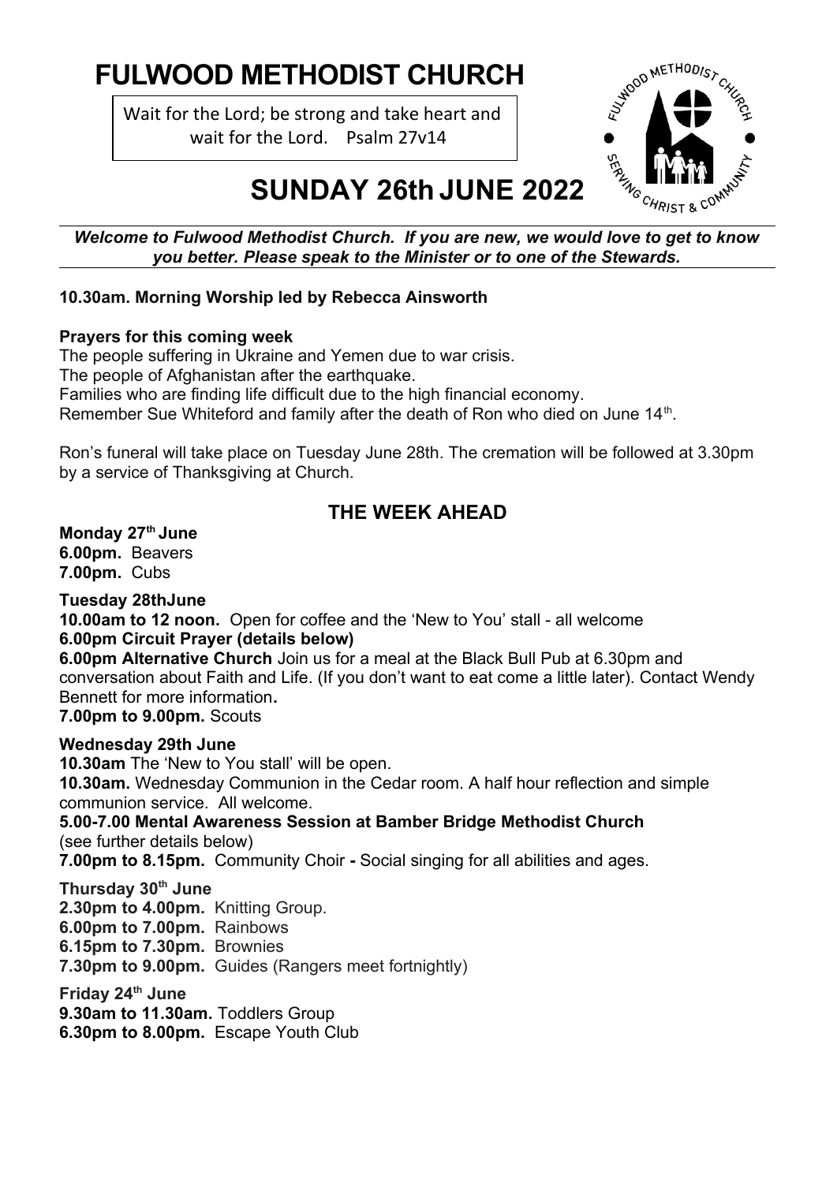# FULWOOD METHODIST CHURCH

Wait for the Lord; be strong and take heart and wait for the Lord. Psalm 27v14

## SUNDAY 26th JUNE 2022

***Welcome to Fulwood Methodist Church. If you are new, we would love to get to know you better. Please speak to the Minister or to one of the Stewards.***

**10.30am. Morning Worship led by Rebecca Ainsworth**

**Prayers for this coming week**

The people suffering in Ukraine and Yemen due to war crisis.
The people of Afghanistan after the earthquake.
Families who are finding life difficult due to the high financial economy.
Remember Sue Whiteford and family after the death of Ron who died on June 14th.

Ron's funeral will take place on Tuesday June 28th. The cremation will be followed at 3.30pm by a service of Thanksgiving at Church.

## THE WEEK AHEAD

**Monday 27th June**
**6.00pm.** Beavers
**7.00pm.** Cubs

**Tuesday 28thJune**
**10.00am to 12 noon.** Open for coffee and the 'New to You' stall - all welcome
**6.00pm Circuit Prayer (details below)**
**6.00pm Alternative Church** Join us for a meal at the Black Bull Pub at 6.30pm and conversation about Faith and Life. (If you don't want to eat come a little later). Contact Wendy Bennett for more information**.**
**7.00pm to 9.00pm.** Scouts

**Wednesday 29th June**
**10.30am** The 'New to You stall' will be open.
**10.30am.** Wednesday Communion in the Cedar room. A half hour reflection and simple communion service. All welcome.
**5.00-7.00 Mental Awareness Session at Bamber Bridge Methodist Church**
(see further details below)
**7.00pm to 8.15pm.** Community Choir **-** Social singing for all abilities and ages.

**Thursday 30th June**
**2.30pm to 4.00pm.** Knitting Group.
**6.00pm to 7.00pm.** Rainbows
**6.15pm to 7.30pm.** Brownies
**7.30pm to 9.00pm.** Guides (Rangers meet fortnightly)

**Friday 24th June**
**9.30am to 11.30am.** Toddlers Group
**6.30pm to 8.00pm.** Escape Youth Club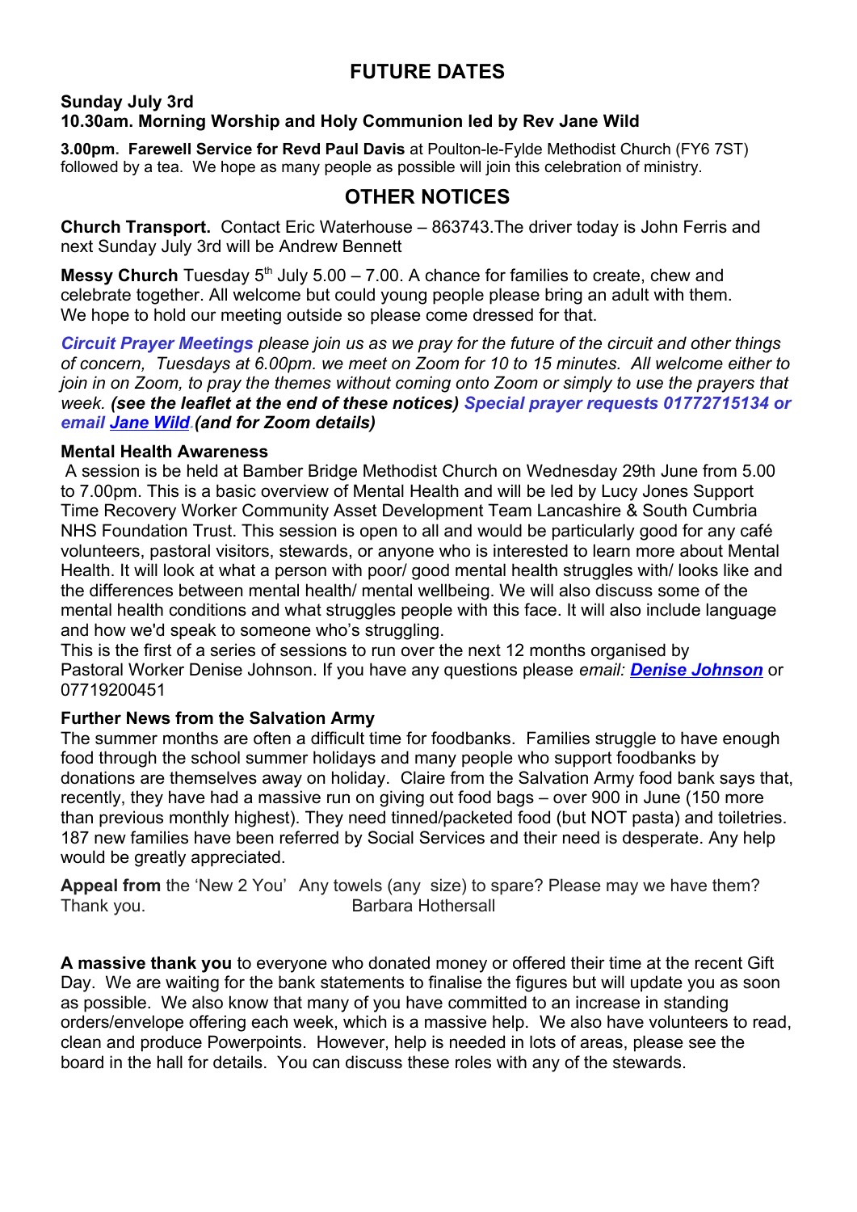## FUTURE DATES

**Sunday July 3rd**
**10.30am. Morning Worship and Holy Communion led by Rev Jane Wild**

**3.00pm. Farewell Service for Revd Paul Davis** at Poulton-le-Fylde Methodist Church (FY6 7ST) followed by a tea. We hope as many people as possible will join this celebration of ministry.

## OTHER NOTICES

**Church Transport.** Contact Eric Waterhouse – 863743.The driver today is John Ferris and next Sunday July 3rd will be Andrew Bennett

**Messy Church** Tuesday 5th July 5.00 – 7.00. A chance for families to create, chew and celebrate together. All welcome but could young people please bring an adult with them. We hope to hold our meeting outside so please come dressed for that.

***Circuit Prayer Meetings*** *please join us as we pray for the future of the circuit and other things of concern, Tuesdays at 6.00pm. we meet on Zoom for 10 to 15 minutes. All welcome either to join in on Zoom, to pray the themes without coming onto Zoom or simply to use the prayers that week.* ***(see the leaflet at the end of these notices) Special prayer requests 01772715134 or email Jane Wild.(and for Zoom details)***

**Mental Health Awareness**
A session is be held at Bamber Bridge Methodist Church on Wednesday 29th June from 5.00 to 7.00pm. This is a basic overview of Mental Health and will be led by Lucy Jones Support Time Recovery Worker Community Asset Development Team Lancashire & South Cumbria NHS Foundation Trust. This session is open to all and would be particularly good for any café volunteers, pastoral visitors, stewards, or anyone who is interested to learn more about Mental Health. It will look at what a person with poor/ good mental health struggles with/ looks like and the differences between mental health/ mental wellbeing. We will also discuss some of the mental health conditions and what struggles people with this face. It will also include language and how we'd speak to someone who's struggling.
This is the first of a series of sessions to run over the next 12 months organised by Pastoral Worker Denise Johnson. If you have any questions please *email:* ***Denise Johnson*** or 07719200451

**Further News from the Salvation Army**
The summer months are often a difficult time for foodbanks. Families struggle to have enough food through the school summer holidays and many people who support foodbanks by donations are themselves away on holiday. Claire from the Salvation Army food bank says that, recently, they have had a massive run on giving out food bags – over 900 in June (150 more than previous monthly highest). They need tinned/packeted food (but NOT pasta) and toiletries. 187 new families have been referred by Social Services and their need is desperate. Any help would be greatly appreciated.

**Appeal from** the 'New 2 You' Any towels (any size) to spare? Please may we have them? Thank you. Barbara Hothersall

**A massive thank you** to everyone who donated money or offered their time at the recent Gift Day. We are waiting for the bank statements to finalise the figures but will update you as soon as possible. We also know that many of you have committed to an increase in standing orders/envelope offering each week, which is a massive help. We also have volunteers to read, clean and produce Powerpoints. However, help is needed in lots of areas, please see the board in the hall for details. You can discuss these roles with any of the stewards.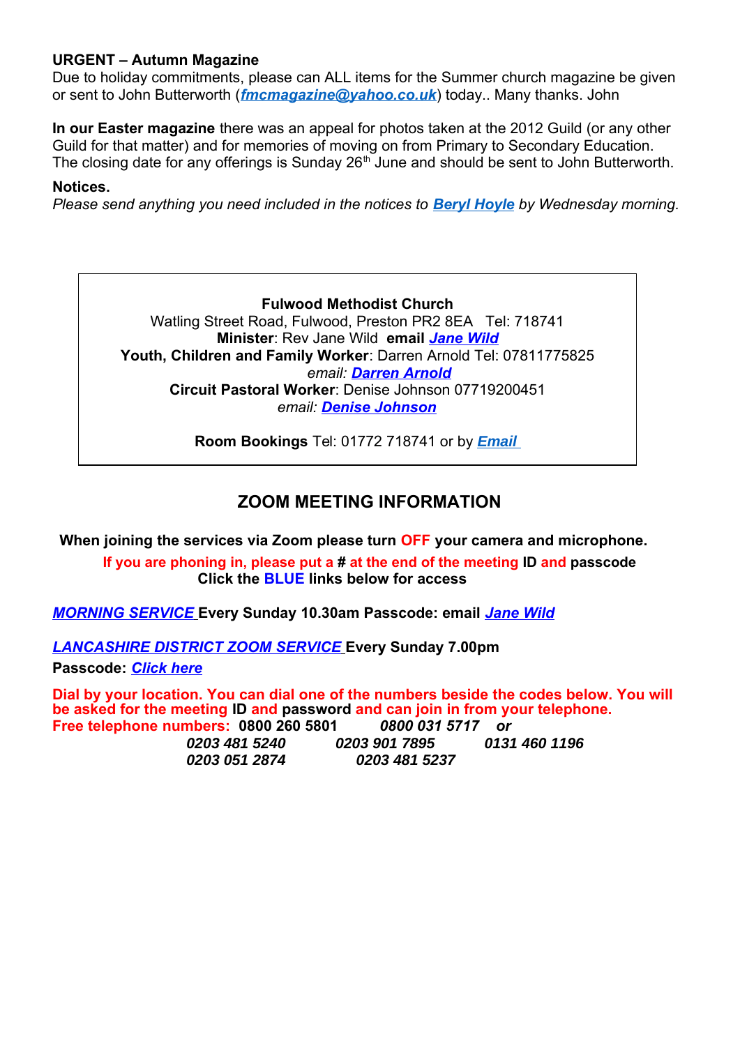**URGENT – Autumn Magazine**
Due to holiday commitments, please can ALL items for the Summer church magazine be given or sent to John Butterworth (***fmcmagazine@yahoo.co.uk***) today.. Many thanks. John

**In our Easter magazine** there was an appeal for photos taken at the 2012 Guild (or any other Guild for that matter) and for memories of moving on from Primary to Secondary Education. The closing date for any offerings is Sunday 26th June and should be sent to John Butterworth.

**Notices.**
*Please send anything you need included in the notices to* ***Beryl Hoyle*** *by Wednesday morning.*

**Fulwood Methodist Church**
Watling Street Road, Fulwood, Preston PR2 8EA Tel: 718741
**Minister**: Rev Jane Wild **email** ***Jane Wild***
**Youth, Children and Family Worker**: Darren Arnold Tel: 07811775825
*email:* ***Darren Arnold***
**Circuit Pastoral Worker**: Denise Johnson 07719200451
*email:* ***Denise Johnson***

**Room Bookings** Tel: 01772 718741 or by ***Email***

## ZOOM MEETING INFORMATION

**When joining the services via Zoom please turn OFF your camera and microphone.**

**If you are phoning in, please put a # at the end of the meeting ID and passcode**

**Click the BLUE links below for access**

***MORNING SERVICE*** **Every Sunday 10.30am Passcode: email** ***Jane Wild***

***LANCASHIRE DISTRICT ZOOM SERVICE*** **Every Sunday 7.00pm**

**Passcode:** ***Click here***

**Dial by your location. You can dial one of the numbers beside the codes below. You will be asked for the meeting ID and password and can join in from your telephone.**

**Free telephone numbers: 0800 260 5801** ***0800 031 5717 or***

***0203 481 5240 0203 901 7895 0131 460 1196***

***0203 051 2874 0203 481 5237***